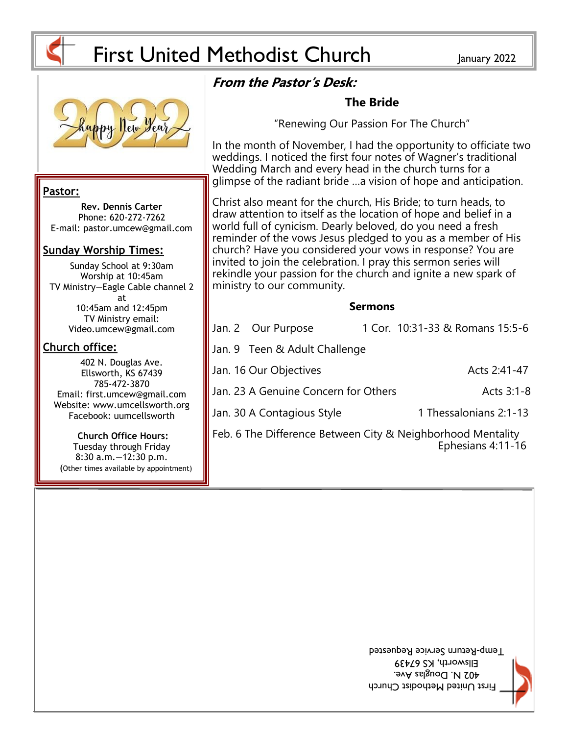# First United Methodist Church

January 2022

Happy New Year 2022

**Pastor:**

**Rev. Dennis Carter**
Phone: 620-272-7262
E-mail: pastor.umcew@gmail.com

**Sunday Worship Times:**

Sunday School at 9:30am
Worship at 10:45am
TV Ministry—Eagle Cable channel 2 at
10:45am and 12:45pm
TV Ministry email:
Video.umcew@gmail.com

**Church office:**

402 N. Douglas Ave.
Ellsworth, KS 67439
785-472-3870
Email: first.umcew@gmail.com
Website: www.umcellsworth.org
Facebook: uumcellsworth

**Church Office Hours:**
Tuesday through Friday
8:30 a.m.—12:30 p.m.
(Other times available by appointment)

## *From the Pastor's Desk:*

### The Bride

"Renewing Our Passion For The Church"

In the month of November, I had the opportunity to officiate two weddings. I noticed the first four notes of Wagner's traditional Wedding March and every head in the church turns for a glimpse of the radiant bride …a vision of hope and anticipation.

Christ also meant for the church, His Bride; to turn heads, to draw attention to itself as the location of hope and belief in a world full of cynicism. Dearly beloved, do you need a fresh reminder of the vows Jesus pledged to you as a member of His church? Have you considered your vows in response? You are invited to join the celebration. I pray this sermon series will rekindle your passion for the church and ignite a new spark of ministry to our community.

**Sermons**

| Date | Title | Scripture |
|---|---|---|
| Jan. 2 | Our Purpose | 1 Cor. 10:31-33 & Romans 15:5-6 |
| Jan. 9 | Teen & Adult Challenge | |
| Jan. 16 | Our Objectives | Acts 2:41-47 |
| Jan. 23 | A Genuine Concern for Others | Acts 3:1-8 |
| Jan. 30 | A Contagious Style | 1 Thessalonians 2:1-13 |
| Feb. 6 | The Difference Between City & Neighborhood Mentality | Ephesians 4:11-16 |

First United Methodist Church
402 N. Douglas Ave.
Ellsworth, KS 67439
Temp-Return Service Requested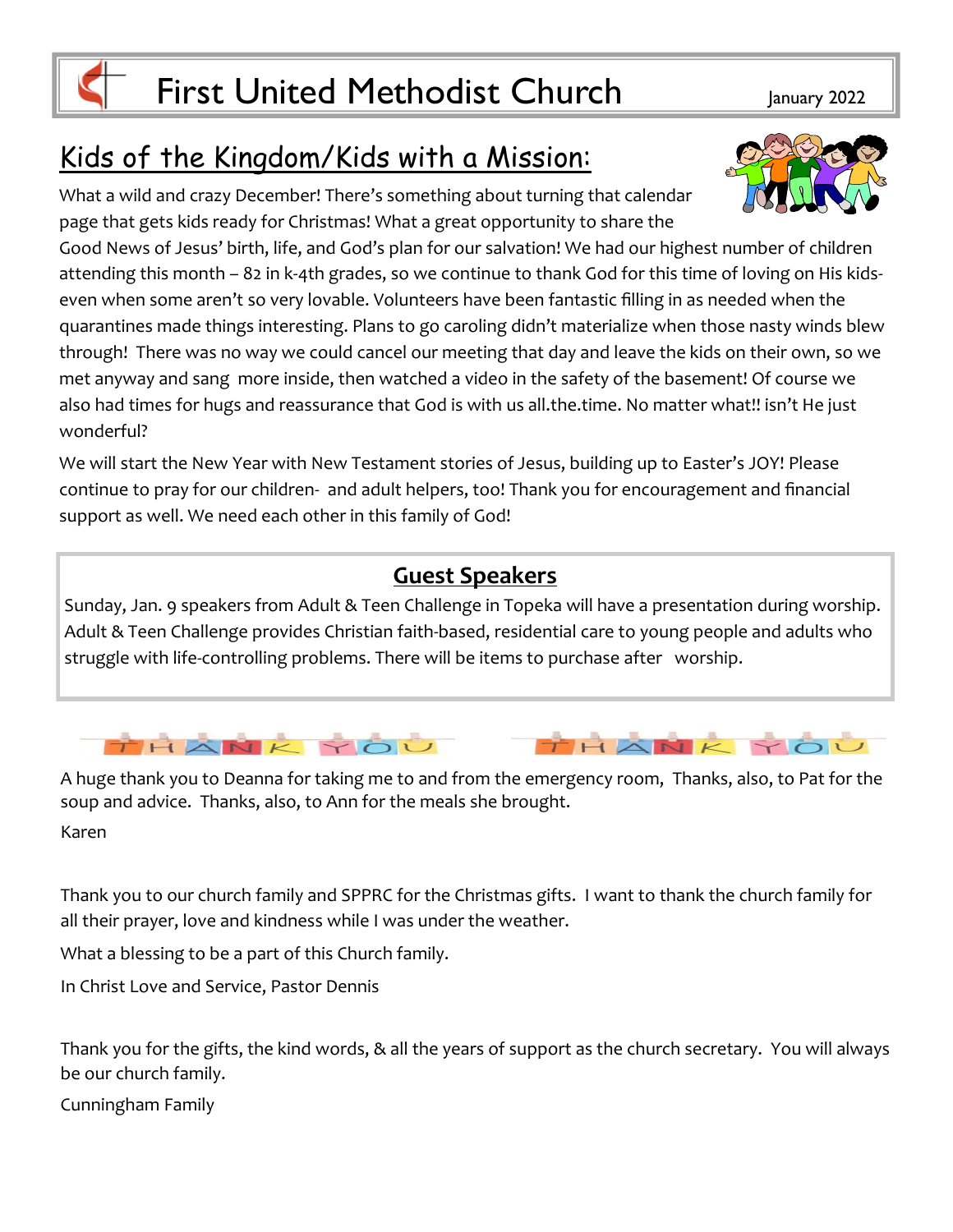# First United Methodist Church

January 2022

## Kids of the Kingdom/Kids with a Mission:

What a wild and crazy December! There's something about turning that calendar page that gets kids ready for Christmas! What a great opportunity to share the Good News of Jesus' birth, life, and God's plan for our salvation! We had our highest number of children attending this month – 82 in k-4th grades, so we continue to thank God for this time of loving on His kids- even when some aren't so very lovable. Volunteers have been fantastic filling in as needed when the quarantines made things interesting. Plans to go caroling didn't materialize when those nasty winds blew through! There was no way we could cancel our meeting that day and leave the kids on their own, so we met anyway and sang more inside, then watched a video in the safety of the basement! Of course we also had times for hugs and reassurance that God is with us all.the.time. No matter what!! isn't He just wonderful?

We will start the New Year with New Testament stories of Jesus, building up to Easter's JOY! Please continue to pray for our children- and adult helpers, too! Thank you for encouragement and financial support as well. We need each other in this family of God!

## Guest Speakers

Sunday, Jan. 9 speakers from Adult & Teen Challenge in Topeka will have a presentation during worship. Adult & Teen Challenge provides Christian faith-based, residential care to young people and adults who struggle with life-controlling problems. There will be items to purchase after worship.

THANK YOU THANK YOU

A huge thank you to Deanna for taking me to and from the emergency room, Thanks, also, to Pat for the soup and advice. Thanks, also, to Ann for the meals she brought.

Karen

Thank you to our church family and SPPRC for the Christmas gifts. I want to thank the church family for all their prayer, love and kindness while I was under the weather.

What a blessing to be a part of this Church family.

In Christ Love and Service, Pastor Dennis

Thank you for the gifts, the kind words, & all the years of support as the church secretary. You will always be our church family.

Cunningham Family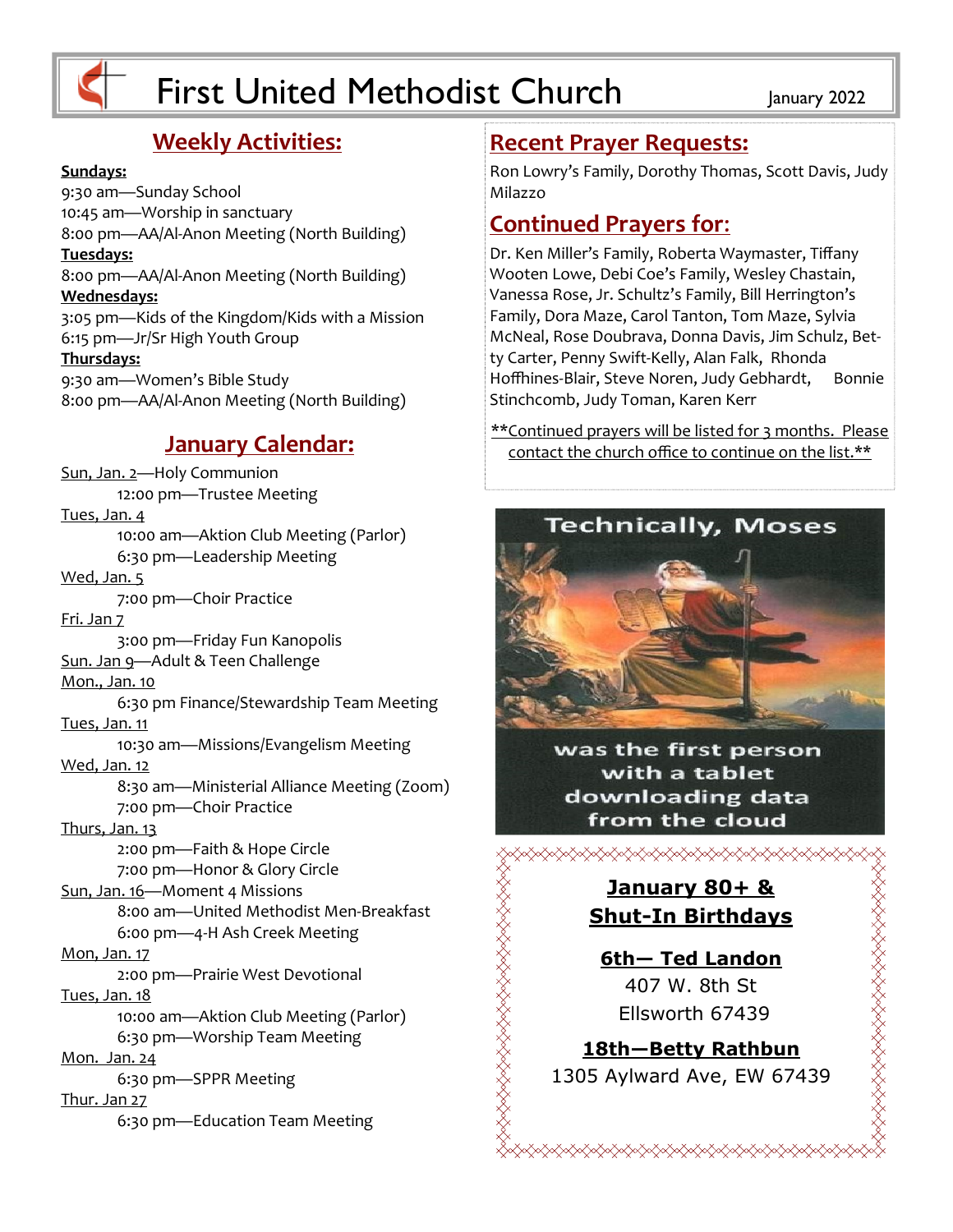# First United Methodist Church

January 2022

## Weekly Activities:

**Sundays:**
9:30 am—Sunday School
10:45 am—Worship in sanctuary
8:00 pm—AA/Al-Anon Meeting (North Building)

**Tuesdays:**
8:00 pm—AA/Al-Anon Meeting (North Building)

**Wednesdays:**
3:05 pm—Kids of the Kingdom/Kids with a Mission
6:15 pm—Jr/Sr High Youth Group

**Thursdays:**
9:30 am—Women's Bible Study
8:00 pm—AA/Al-Anon Meeting (North Building)

## January Calendar:

Sun, Jan. 2—Holy Communion
12:00 pm—Trustee Meeting

Tues, Jan. 4
10:00 am—Aktion Club Meeting (Parlor)
6:30 pm—Leadership Meeting

Wed, Jan. 5
7:00 pm—Choir Practice

Fri. Jan 7
3:00 pm—Friday Fun Kanopolis

Sun. Jan 9—Adult & Teen Challenge

Mon., Jan. 10
6:30 pm Finance/Stewardship Team Meeting

Tues, Jan. 11
10:30 am—Missions/Evangelism Meeting

Wed, Jan. 12
8:30 am—Ministerial Alliance Meeting (Zoom)
7:00 pm—Choir Practice

Thurs, Jan. 13
2:00 pm—Faith & Hope Circle
7:00 pm—Honor & Glory Circle

Sun, Jan. 16—Moment 4 Missions
8:00 am—United Methodist Men-Breakfast
6:00 pm—4-H Ash Creek Meeting

Mon, Jan. 17
2:00 pm—Prairie West Devotional

Tues, Jan. 18
10:00 am—Aktion Club Meeting (Parlor)
6:30 pm—Worship Team Meeting

Mon. Jan. 24
6:30 pm—SPPR Meeting

Thur. Jan 27
6:30 pm—Education Team Meeting

## Recent Prayer Requests:

Ron Lowry's Family, Dorothy Thomas, Scott Davis, Judy Milazzo

## Continued Prayers for:

Dr. Ken Miller's Family, Roberta Waymaster, Tiffany Wooten Lowe, Debi Coe's Family, Wesley Chastain, Vanessa Rose, Jr. Schultz's Family, Bill Herrington's Family, Dora Maze, Carol Tanton, Tom Maze, Sylvia McNeal, Rose Doubrava, Donna Davis, Jim Schulz, Betty Carter, Penny Swift-Kelly, Alan Falk, Rhonda Hoffhines-Blair, Steve Noren, Judy Gebhardt, Bonnie Stinchcomb, Judy Toman, Karen Kerr

**Continued prayers will be listed for 3 months. Please contact the church office to continue on the list.**

Technically, Moses was the first person with a tablet downloading data from the cloud

## January 80+ & Shut-In Birthdays

**6th— Ted Landon**
407 W. 8th St
Ellsworth 67439

**18th—Betty Rathbun**
1305 Aylward Ave, EW 67439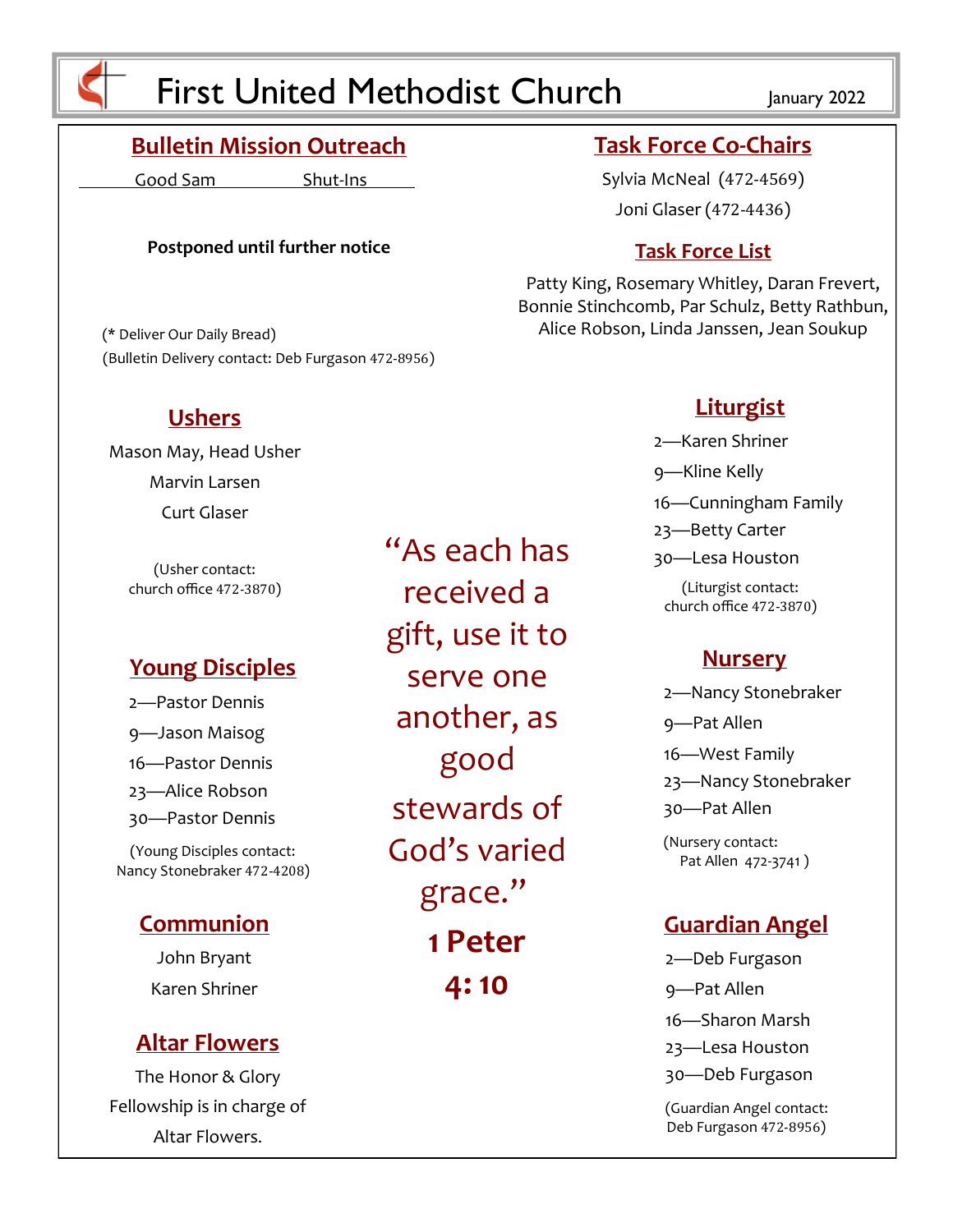# First United Methodist Church

January 2022

## Bulletin Mission Outreach

Good Sam | Shut-Ins

**Postponed until further notice**

(* Deliver Our Daily Bread)
(Bulletin Delivery contact: Deb Furgason 472-8956)

## Task Force Co-Chairs

Sylvia McNeal (472-4569)
Joni Glaser (472-4436)

## Task Force List

Patty King, Rosemary Whitley, Daran Frevert, Bonnie Stinchcomb, Par Schulz, Betty Rathbun, Alice Robson, Linda Janssen, Jean Soukup

## Ushers

Mason May, Head Usher
Marvin Larsen
Curt Glaser

(Usher contact: church office 472-3870)

## Young Disciples

2—Pastor Dennis
9—Jason Maisog
16—Pastor Dennis
23—Alice Robson
30—Pastor Dennis

(Young Disciples contact: Nancy Stonebraker 472-4208)

## Communion

John Bryant
Karen Shriner

## Altar Flowers

The Honor & Glory Fellowship is in charge of Altar Flowers.

"As each has received a gift, use it to serve one another, as good stewards of God's varied grace."

**1 Peter 4: 10**

## Liturgist

2—Karen Shriner
9—Kline Kelly
16—Cunningham Family
23—Betty Carter
30—Lesa Houston

(Liturgist contact: church office 472-3870)

## Nursery

2—Nancy Stonebraker
9—Pat Allen
16—West Family
23—Nancy Stonebraker
30—Pat Allen

(Nursery contact: Pat Allen 472-3741 )

## Guardian Angel

2—Deb Furgason
9—Pat Allen
16—Sharon Marsh
23—Lesa Houston
30—Deb Furgason

(Guardian Angel contact: Deb Furgason 472-8956)